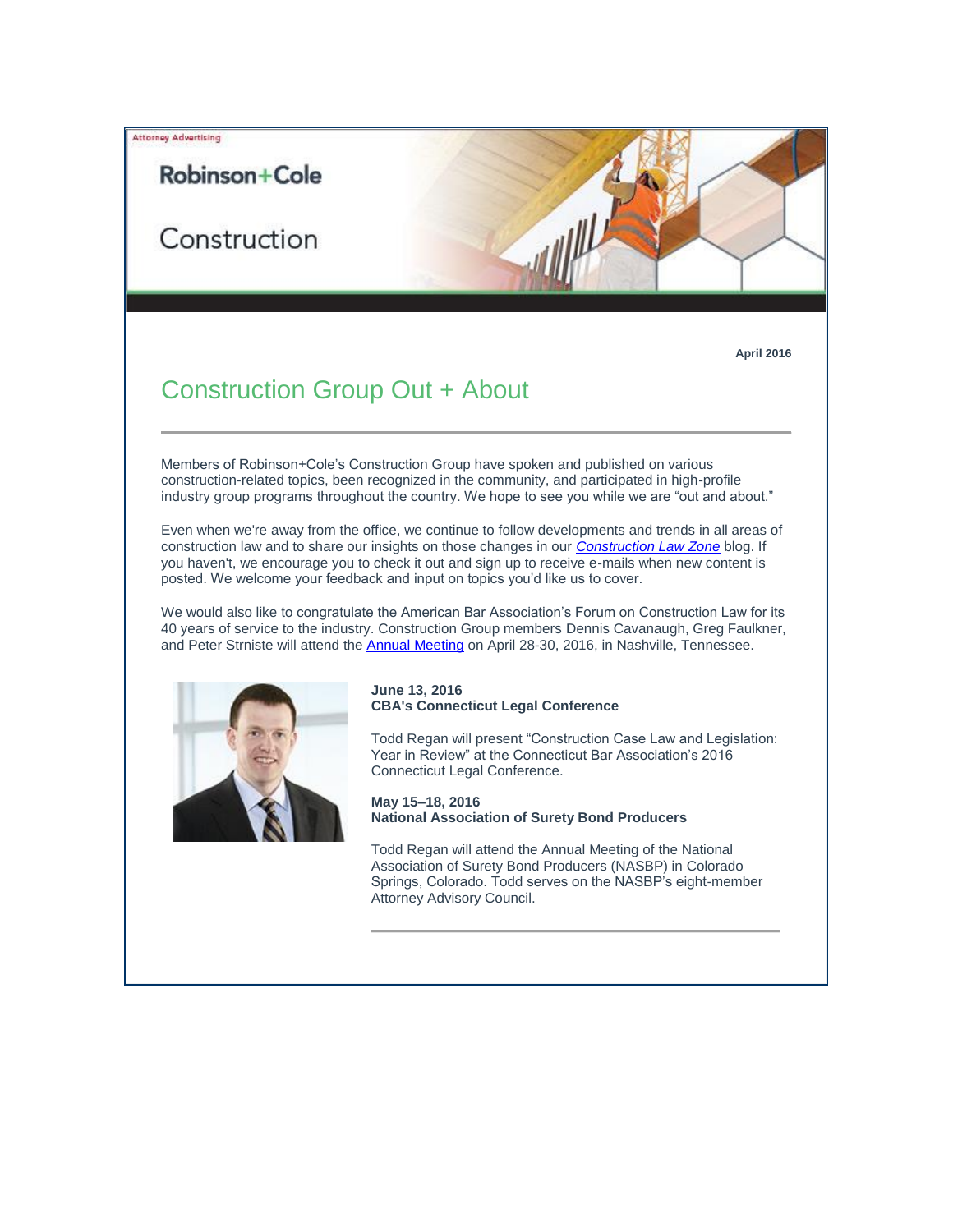Attorney Advertising

Robinson+Cole

Construction

April 2016

# Construction Group Out + About

Members of Robinson+Cole's Construction Group have spoken and published on various construction-related topics, been recognized in the community, and participated in high-profile industry group programs throughout the country. We hope to see you while we are "out and about."

Even when we're away from the office, we continue to follow developments and trends in all areas of construction law and to share our insights on those changes in our *Construction Law Zone* blog. If you haven't, we encourage you to check it out and sign up to receive e-mails when new content is posted. We welcome your feedback and input on topics you'd like us to cover.

We would also like to congratulate the American Bar Association's Forum on Construction Law for its 40 years of service to the industry. Construction Group members Dennis Cavanaugh, Greg Faulkner, and Peter Strniste will attend the Annual Meeting on April 28-30, 2016, in Nashville, Tennessee.

**June 13, 2016**
**CBA's Connecticut Legal Conference**

Todd Regan will present "Construction Case Law and Legislation: Year in Review" at the Connecticut Bar Association's 2016 Connecticut Legal Conference.

**May 15–18, 2016**
**National Association of Surety Bond Producers**

Todd Regan will attend the Annual Meeting of the National Association of Surety Bond Producers (NASBP) in Colorado Springs, Colorado. Todd serves on the NASBP's eight-member Attorney Advisory Council.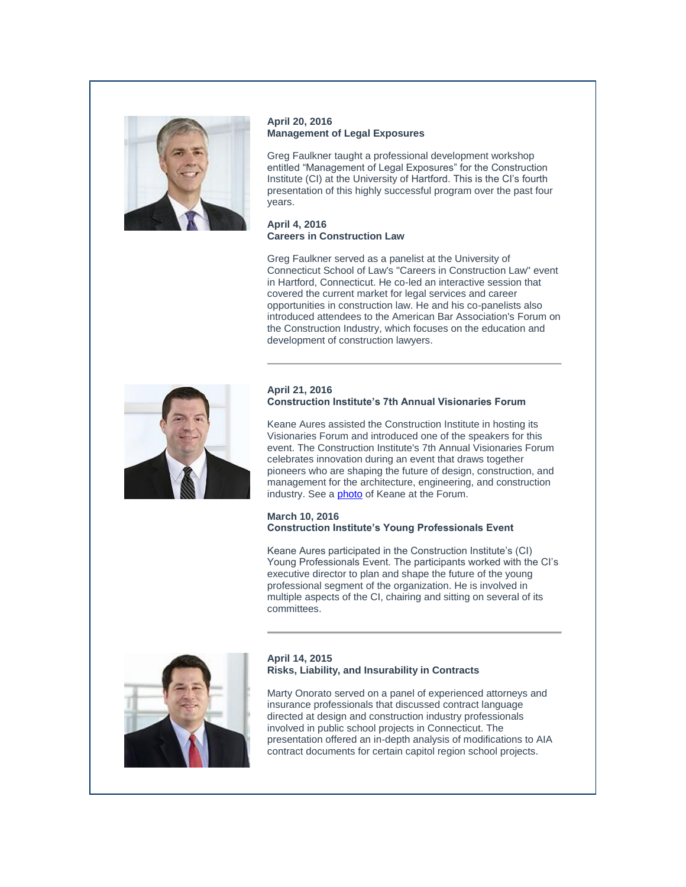**April 20, 2016**
**Management of Legal Exposures**

Greg Faulkner taught a professional development workshop entitled “Management of Legal Exposures” for the Construction Institute (CI) at the University of Hartford. This is the CI’s fourth presentation of this highly successful program over the past four years.

**April 4, 2016**
**Careers in Construction Law**

Greg Faulkner served as a panelist at the University of Connecticut School of Law's "Careers in Construction Law" event in Hartford, Connecticut. He co-led an interactive session that covered the current market for legal services and career opportunities in construction law. He and his co-panelists also introduced attendees to the American Bar Association's Forum on the Construction Industry, which focuses on the education and development of construction lawyers.

---

**April 21, 2016**
**Construction Institute’s 7th Annual Visionaries Forum**

Keane Aures assisted the Construction Institute in hosting its Visionaries Forum and introduced one of the speakers for this event. The Construction Institute's 7th Annual Visionaries Forum celebrates innovation during an event that draws together pioneers who are shaping the future of design, construction, and management for the architecture, engineering, and construction industry. See a photo of Keane at the Forum.

**March 10, 2016**
**Construction Institute’s Young Professionals Event**

Keane Aures participated in the Construction Institute’s (CI) Young Professionals Event. The participants worked with the CI’s executive director to plan and shape the future of the young professional segment of the organization. He is involved in multiple aspects of the CI, chairing and sitting on several of its committees.

---

**April 14, 2015**
**Risks, Liability, and Insurability in Contracts**

Marty Onorato served on a panel of experienced attorneys and insurance professionals that discussed contract language directed at design and construction industry professionals involved in public school projects in Connecticut. The presentation offered an in-depth analysis of modifications to AIA contract documents for certain capitol region school projects.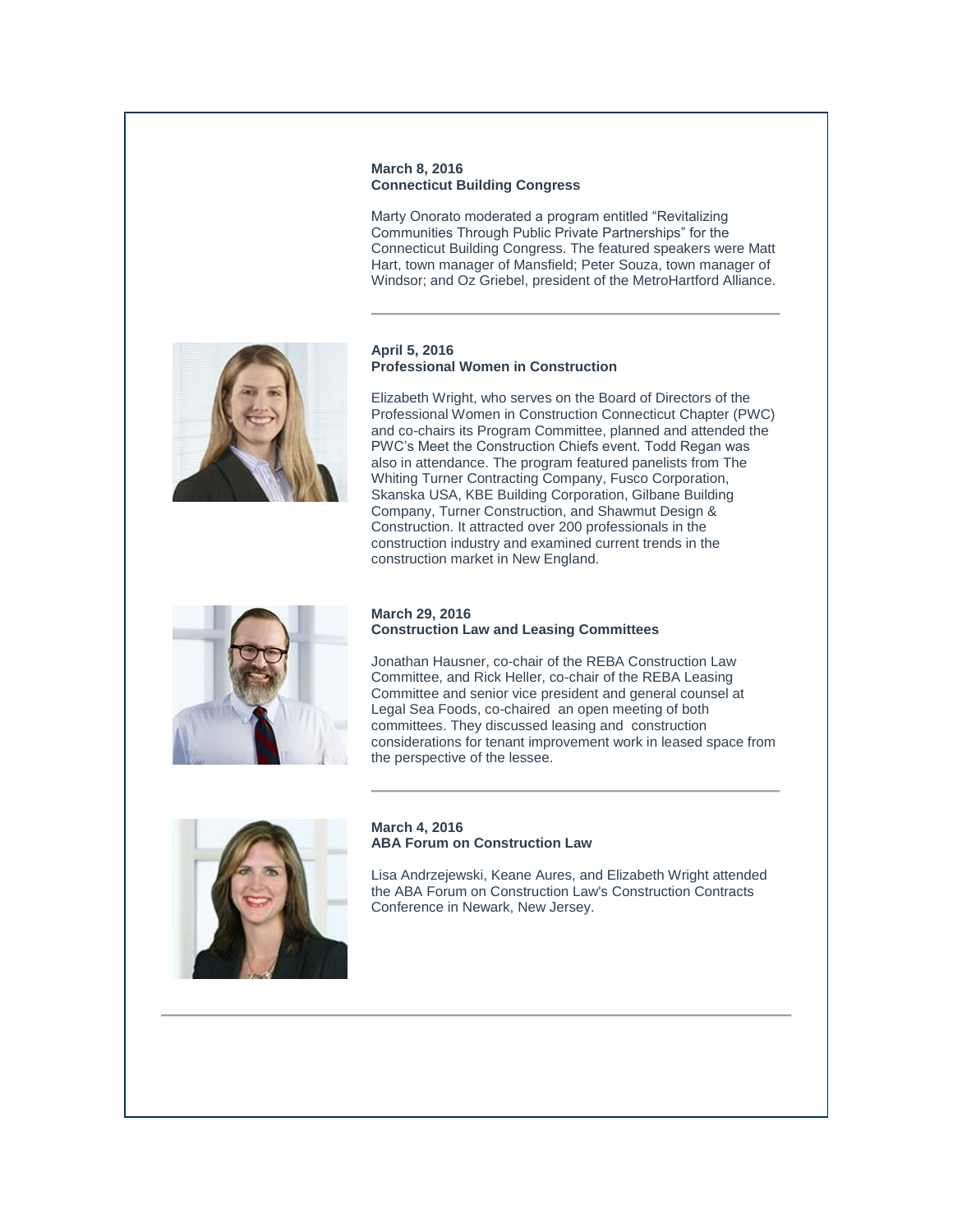**March 8, 2016**
**Connecticut Building Congress**

Marty Onorato moderated a program entitled "Revitalizing Communities Through Public Private Partnerships" for the Connecticut Building Congress. The featured speakers were Matt Hart, town manager of Mansfield; Peter Souza, town manager of Windsor; and Oz Griebel, president of the MetroHartford Alliance.

---

**April 5, 2016**
**Professional Women in Construction**

Elizabeth Wright, who serves on the Board of Directors of the Professional Women in Construction Connecticut Chapter (PWC) and co-chairs its Program Committee, planned and attended the PWC's Meet the Construction Chiefs event. Todd Regan was also in attendance. The program featured panelists from The Whiting Turner Contracting Company, Fusco Corporation, Skanska USA, KBE Building Corporation, Gilbane Building Company, Turner Construction, and Shawmut Design & Construction. It attracted over 200 professionals in the construction industry and examined current trends in the construction market in New England.

**March 29, 2016**
**Construction Law and Leasing Committees**

Jonathan Hausner, co-chair of the REBA Construction Law Committee, and Rick Heller, co-chair of the REBA Leasing Committee and senior vice president and general counsel at Legal Sea Foods, co-chaired an open meeting of both committees. They discussed leasing and construction considerations for tenant improvement work in leased space from the perspective of the lessee.

---

**March 4, 2016**
**ABA Forum on Construction Law**

Lisa Andrzejewski, Keane Aures, and Elizabeth Wright attended the ABA Forum on Construction Law's Construction Contracts Conference in Newark, New Jersey.

---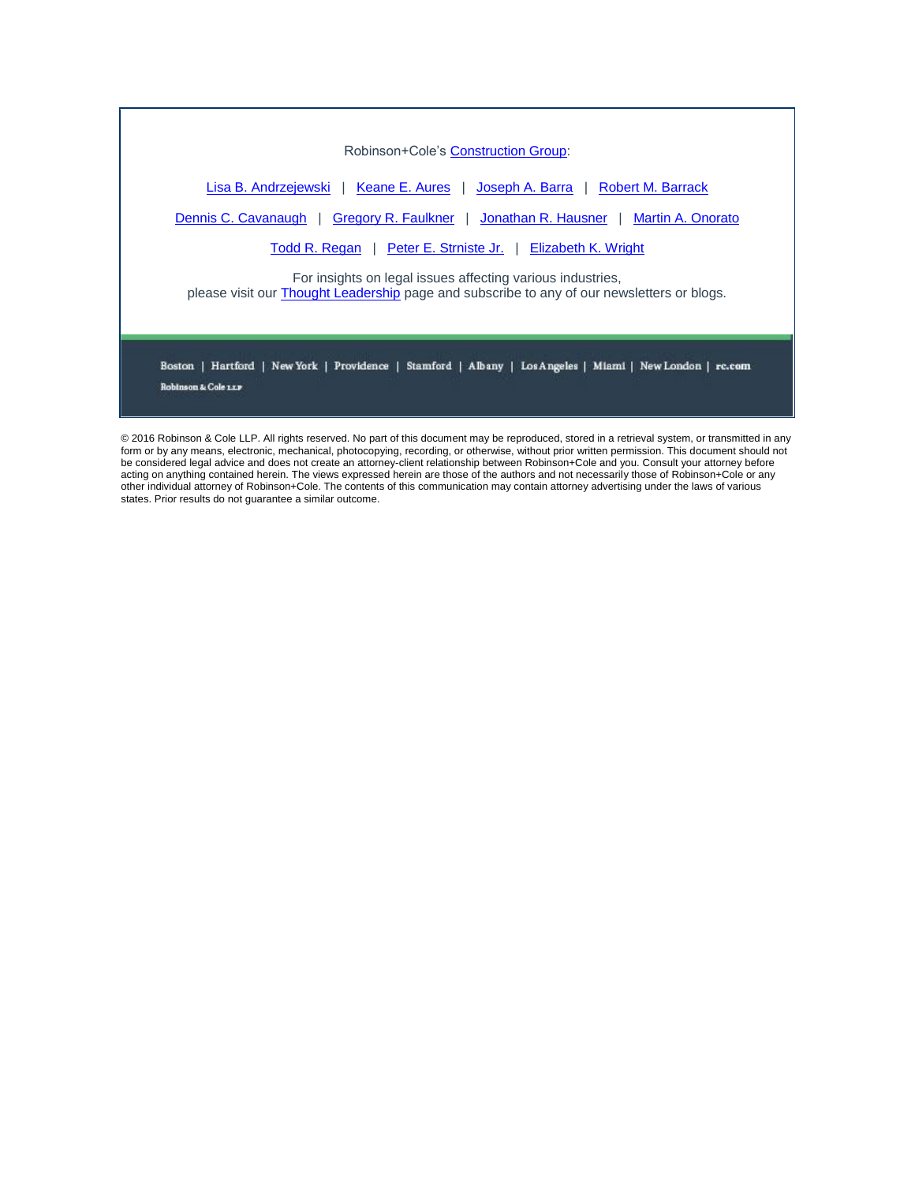Robinson+Cole's Construction Group:

Lisa B. Andrzejewski | Keane E. Aures | Joseph A. Barra | Robert M. Barrack

Dennis C. Cavanaugh | Gregory R. Faulkner | Jonathan R. Hausner | Martin A. Onorato

Todd R. Regan | Peter E. Strniste Jr. | Elizabeth K. Wright

For insights on legal issues affecting various industries,
please visit our Thought Leadership page and subscribe to any of our newsletters or blogs.

Boston | Hartford | New York | Providence | Stamford | Albany | Los Angeles | Miami | New London | rc.com

Robinson & Cole LLP

© 2016 Robinson & Cole LLP. All rights reserved. No part of this document may be reproduced, stored in a retrieval system, or transmitted in any form or by any means, electronic, mechanical, photocopying, recording, or otherwise, without prior written permission. This document should not be considered legal advice and does not create an attorney-client relationship between Robinson+Cole and you. Consult your attorney before acting on anything contained herein. The views expressed herein are those of the authors and not necessarily those of Robinson+Cole or any other individual attorney of Robinson+Cole. The contents of this communication may contain attorney advertising under the laws of various states. Prior results do not guarantee a similar outcome.